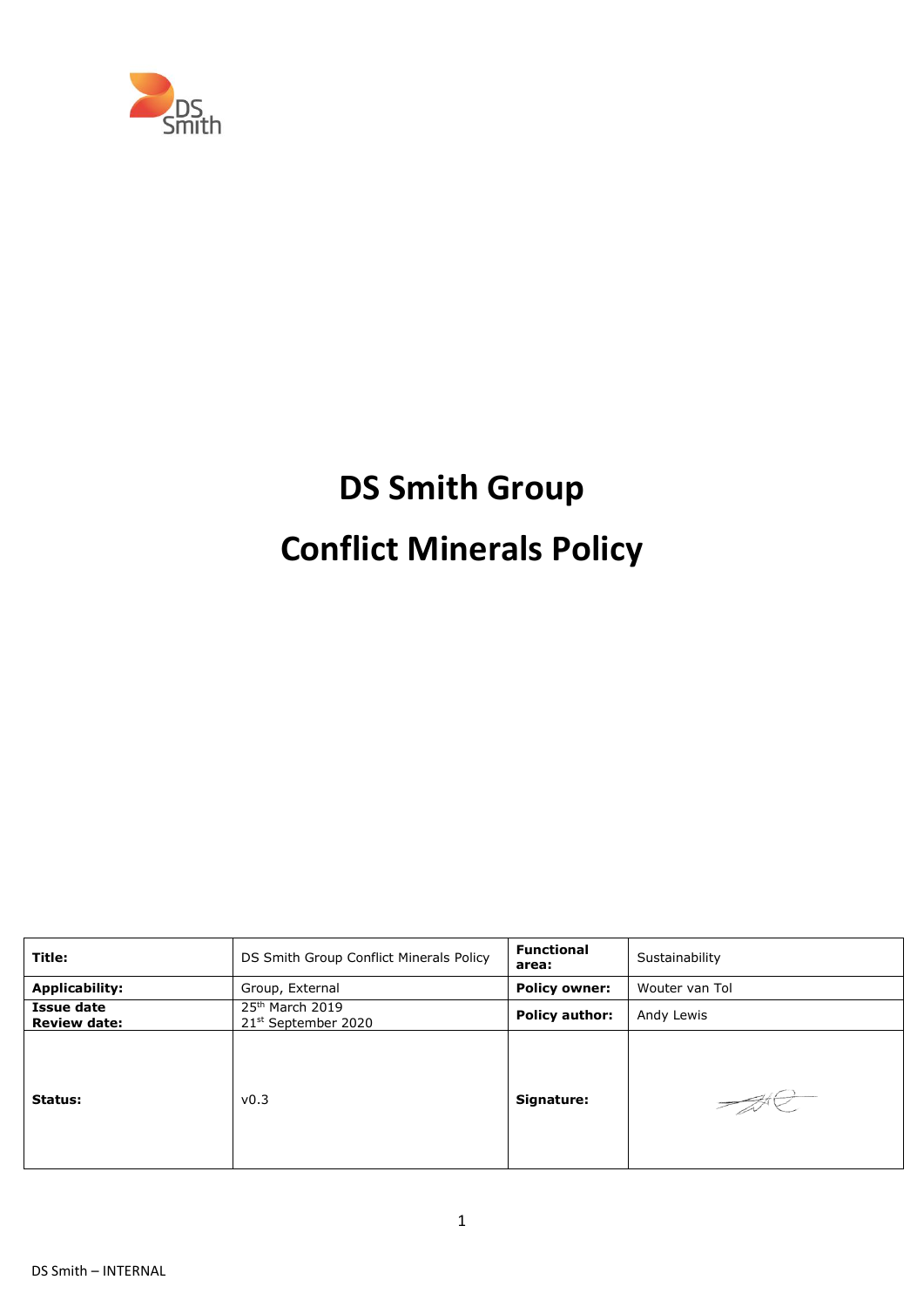# DS Smith Group

# Conflict Minerals Policy

| Title: | DS Smith Group Conflict Minerals Policy | Functional area: | Sustainability |
|---|---|---|---|
| Applicability: | Group, External | Policy owner: | Wouter van Tol |
| Issue date<br>Review date: | 25th March 2019<br>21st September 2020 | Policy author: | Andy Lewis |
| Status: | v0.3 | Signature: | |

DS Smith – INTERNAL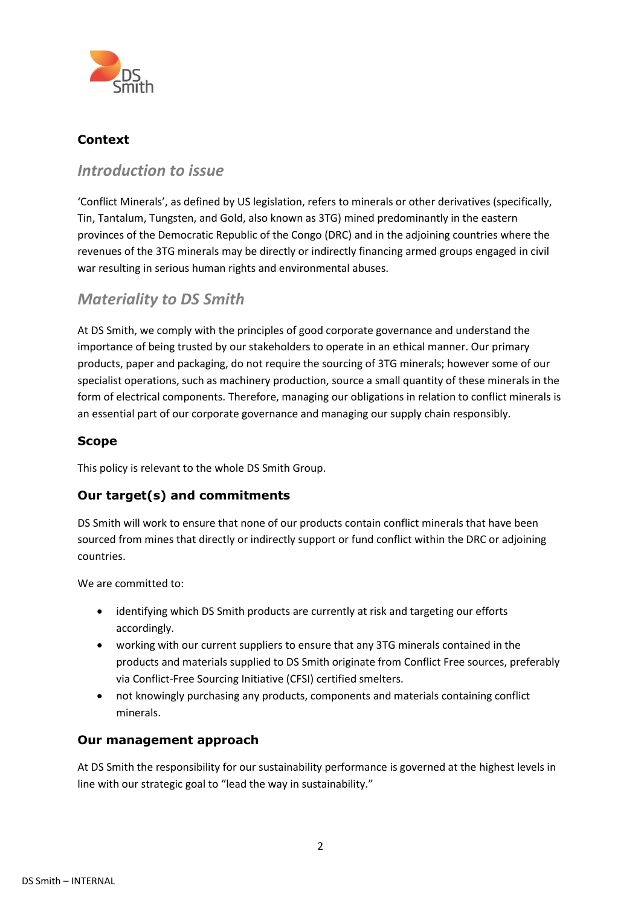## Context

### *Introduction to issue*

'Conflict Minerals', as defined by US legislation, refers to minerals or other derivatives (specifically, Tin, Tantalum, Tungsten, and Gold, also known as 3TG) mined predominantly in the eastern provinces of the Democratic Republic of the Congo (DRC) and in the adjoining countries where the revenues of the 3TG minerals may be directly or indirectly financing armed groups engaged in civil war resulting in serious human rights and environmental abuses.

### *Materiality to DS Smith*

At DS Smith, we comply with the principles of good corporate governance and understand the importance of being trusted by our stakeholders to operate in an ethical manner. Our primary products, paper and packaging, do not require the sourcing of 3TG minerals; however some of our specialist operations, such as machinery production, source a small quantity of these minerals in the form of electrical components. Therefore, managing our obligations in relation to conflict minerals is an essential part of our corporate governance and managing our supply chain responsibly.

## Scope

This policy is relevant to the whole DS Smith Group.

## Our target(s) and commitments

DS Smith will work to ensure that none of our products contain conflict minerals that have been sourced from mines that directly or indirectly support or fund conflict within the DRC or adjoining countries.

We are committed to:

- identifying which DS Smith products are currently at risk and targeting our efforts accordingly.
- working with our current suppliers to ensure that any 3TG minerals contained in the products and materials supplied to DS Smith originate from Conflict Free sources, preferably via Conflict-Free Sourcing Initiative (CFSI) certified smelters.
- not knowingly purchasing any products, components and materials containing conflict minerals.

## Our management approach

At DS Smith the responsibility for our sustainability performance is governed at the highest levels in line with our strategic goal to "lead the way in sustainability."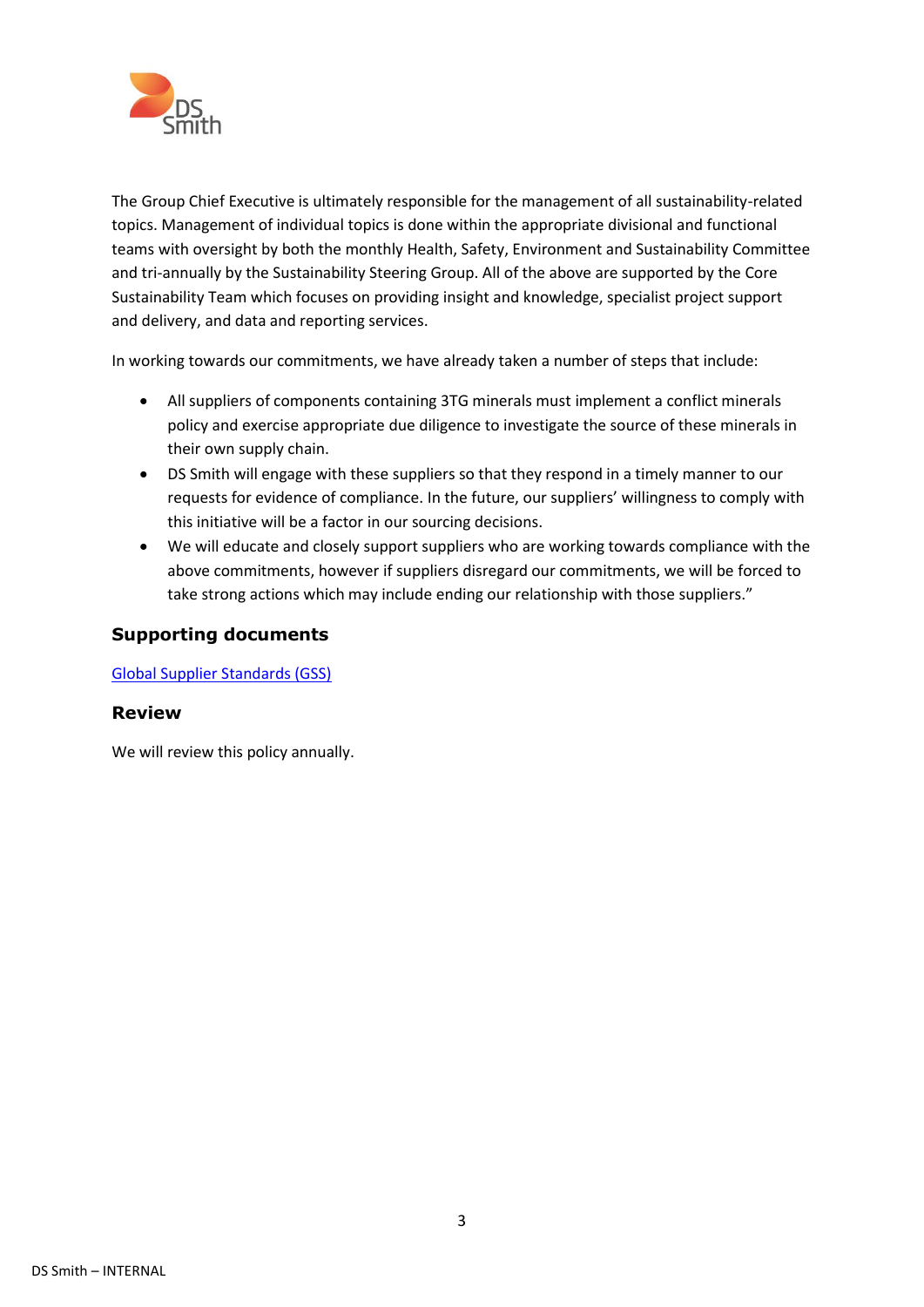The Group Chief Executive is ultimately responsible for the management of all sustainability-related topics. Management of individual topics is done within the appropriate divisional and functional teams with oversight by both the monthly Health, Safety, Environment and Sustainability Committee and tri-annually by the Sustainability Steering Group. All of the above are supported by the Core Sustainability Team which focuses on providing insight and knowledge, specialist project support and delivery, and data and reporting services.

In working towards our commitments, we have already taken a number of steps that include:

- All suppliers of components containing 3TG minerals must implement a conflict minerals policy and exercise appropriate due diligence to investigate the source of these minerals in their own supply chain.
- DS Smith will engage with these suppliers so that they respond in a timely manner to our requests for evidence of compliance. In the future, our suppliers' willingness to comply with this initiative will be a factor in our sourcing decisions.
- We will educate and closely support suppliers who are working towards compliance with the above commitments, however if suppliers disregard our commitments, we will be forced to take strong actions which may include ending our relationship with those suppliers."

## Supporting documents

[Global Supplier Standards (GSS)]

## Review

We will review this policy annually.